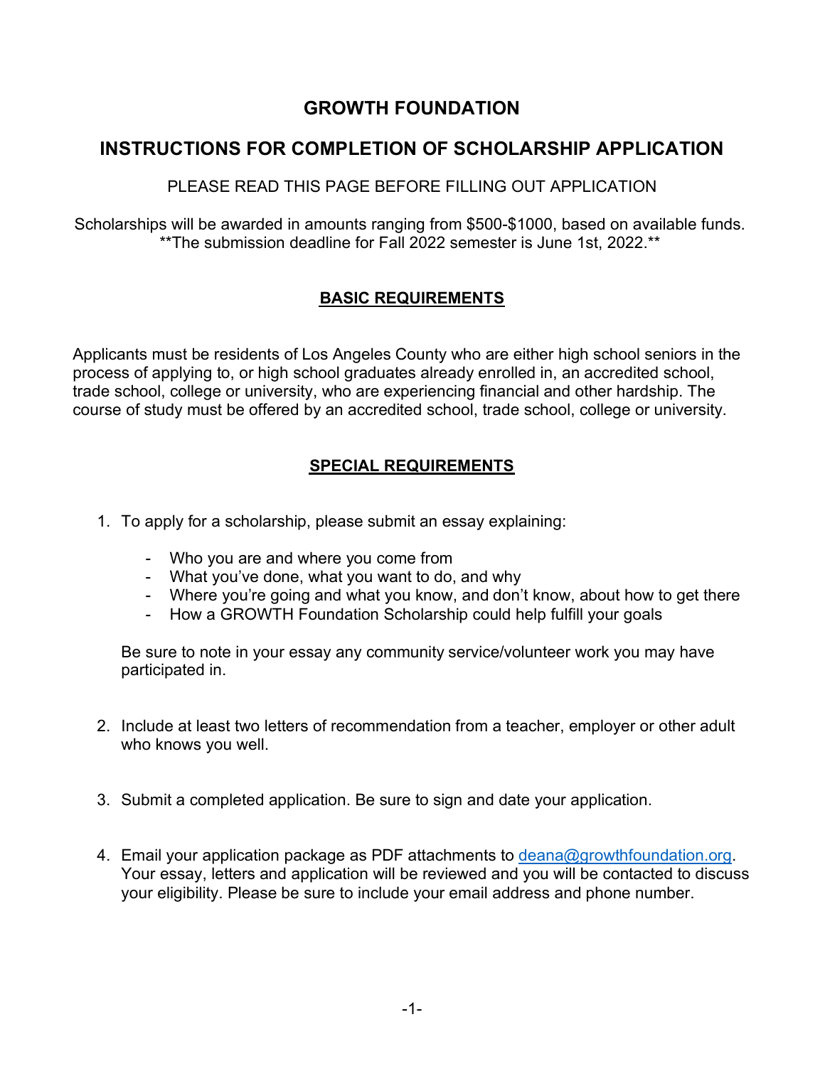# GROWTH FOUNDATION

## INSTRUCTIONS FOR COMPLETION OF SCHOLARSHIP APPLICATION

PLEASE READ THIS PAGE BEFORE FILLING OUT APPLICATION

Scholarships will be awarded in amounts ranging from $500-$1000, based on available funds.
**The submission deadline for Fall 2022 semester is June 1st, 2022.**

### BASIC REQUIREMENTS

Applicants must be residents of Los Angeles County who are either high school seniors in the process of applying to, or high school graduates already enrolled in, an accredited school, trade school, college or university, who are experiencing financial and other hardship. The course of study must be offered by an accredited school, trade school, college or university.

### SPECIAL REQUIREMENTS

1. To apply for a scholarship, please submit an essay explaining:

   - Who you are and where you come from
   - What you've done, what you want to do, and why
   - Where you're going and what you know, and don't know, about how to get there
   - How a GROWTH Foundation Scholarship could help fulfill your goals

   Be sure to note in your essay any community service/volunteer work you may have participated in.

2. Include at least two letters of recommendation from a teacher, employer or other adult who knows you well.

3. Submit a completed application. Be sure to sign and date your application.

4. Email your application package as PDF attachments to deana@growthfoundation.org. Your essay, letters and application will be reviewed and you will be contacted to discuss your eligibility. Please be sure to include your email address and phone number.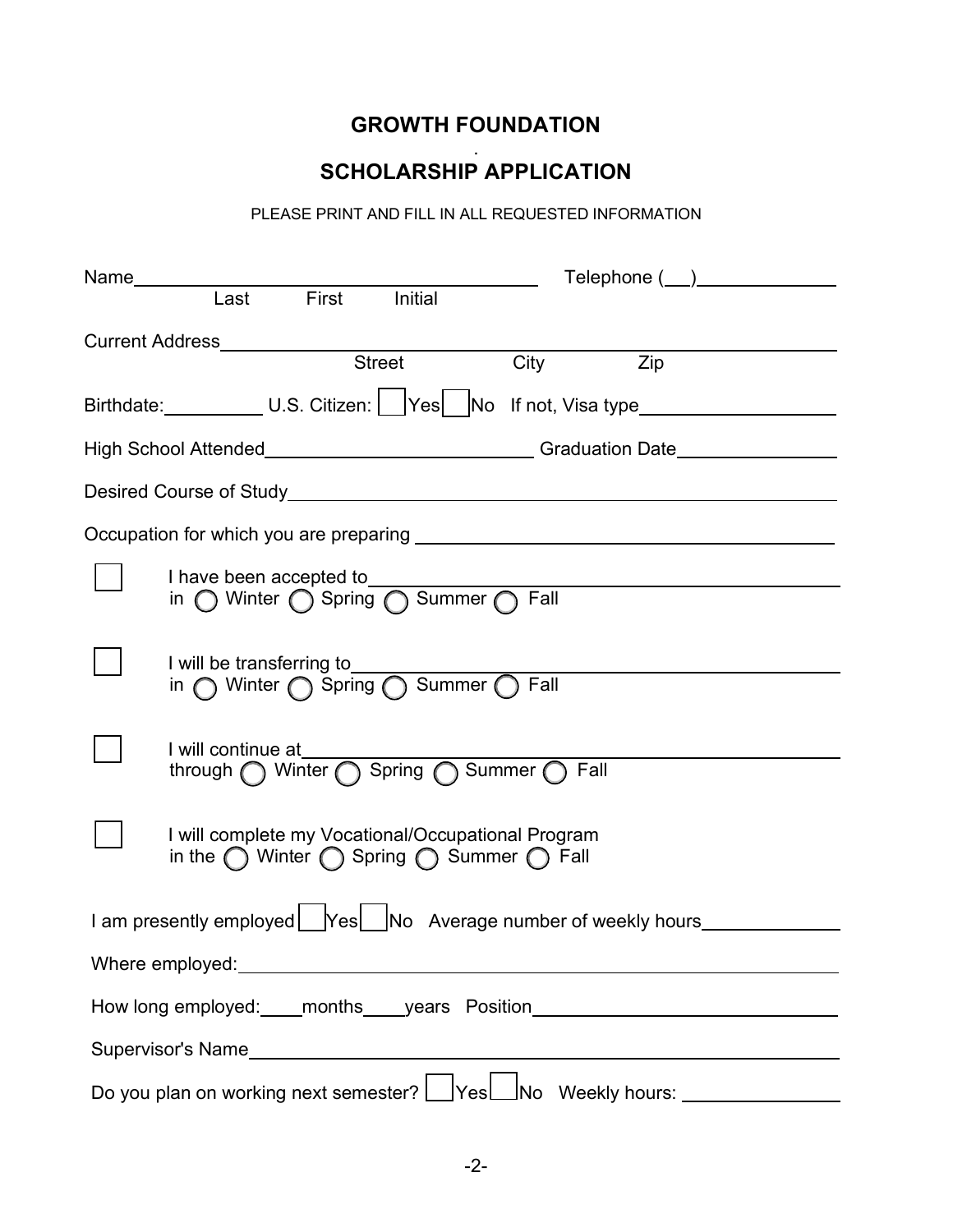# GROWTH FOUNDATION

## SCHOLARSHIP APPLICATION

PLEASE PRINT AND FILL IN ALL REQUESTED INFORMATION

Name \_\_\_\_\_\_\_\_\_\_\_\_\_\_\_\_\_\_\_\_\_\_\_\_\_\_\_\_\_\_ Telephone (\_\_\_) \_\_\_\_\_\_\_\_\_\_\_\_\_\_
Last First Initial

Current Address \_\_\_\_\_\_\_\_\_\_\_\_\_\_\_\_\_\_\_\_\_\_\_\_\_\_\_\_\_\_\_\_\_\_\_\_\_\_\_\_
Street City Zip

Birthdate: \_\_\_\_\_\_\_\_\_\_ U.S. Citizen: ☐ Yes ☐ No If not, Visa type \_\_\_\_\_\_\_\_\_\_\_\_\_\_\_\_\_\_

High School Attended \_\_\_\_\_\_\_\_\_\_\_\_\_\_\_\_\_\_\_\_\_\_\_\_\_\_ Graduation Date \_\_\_\_\_\_\_\_\_\_\_\_\_\_\_\_

Desired Course of Study \_\_\_\_\_\_\_\_\_\_\_\_\_\_\_\_\_\_\_\_\_\_\_\_\_\_\_\_\_\_\_\_\_\_\_\_\_\_\_\_

Occupation for which you are preparing \_\_\_\_\_\_\_\_\_\_\_\_\_\_\_\_\_\_\_\_\_\_\_\_\_\_\_\_\_\_\_\_\_\_\_\_\_\_\_\_

☐ I have been accepted to \_\_\_\_\_\_\_\_\_\_\_\_\_\_\_\_\_\_\_\_\_\_\_\_\_\_\_\_\_\_\_\_\_\_\_\_\_\_\_\_
in ◯ Winter ◯ Spring ◯ Summer ◯ Fall

☐ I will be transferring to \_\_\_\_\_\_\_\_\_\_\_\_\_\_\_\_\_\_\_\_\_\_\_\_\_\_\_\_\_\_\_\_\_\_\_\_\_\_\_\_
in ◯ Winter ◯ Spring ◯ Summer ◯ Fall

☐ I will continue at \_\_\_\_\_\_\_\_\_\_\_\_\_\_\_\_\_\_\_\_\_\_\_\_\_\_\_\_\_\_\_\_\_\_\_\_\_\_\_\_
through ◯ Winter ◯ Spring ◯ Summer ◯ Fall

☐ I will complete my Vocational/Occupational Program
in the ◯ Winter ◯ Spring ◯ Summer ◯ Fall

I am presently employed ☐ Yes ☐ No Average number of weekly hours \_\_\_\_\_\_\_\_\_\_\_\_\_\_

Where employed: \_\_\_\_\_\_\_\_\_\_\_\_\_\_\_\_\_\_\_\_\_\_\_\_\_\_\_\_\_\_\_\_\_\_\_\_\_\_\_\_

How long employed: \_\_\_\_ months \_\_\_\_ years Position \_\_\_\_\_\_\_\_\_\_\_\_\_\_\_\_\_\_\_\_\_\_\_\_\_\_\_\_

Supervisor's Name \_\_\_\_\_\_\_\_\_\_\_\_\_\_\_\_\_\_\_\_\_\_\_\_\_\_\_\_\_\_\_\_\_\_\_\_\_\_\_\_

Do you plan on working next semester? ☐ Yes ☐ No Weekly hours: \_\_\_\_\_\_\_\_\_\_\_\_\_\_\_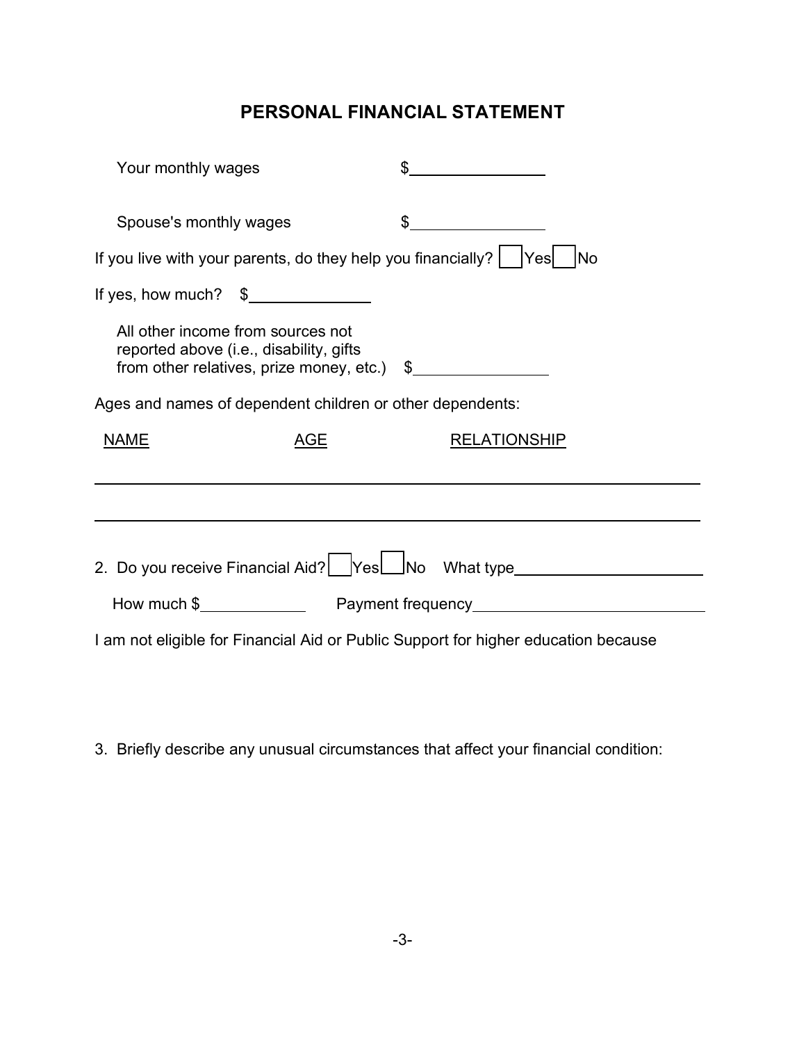# PERSONAL FINANCIAL STATEMENT

Your monthly wages $\_\_\_\_\_\_\_\_\_\_\_\_\_\_\_\_

Spouse's monthly wages $\_\_\_\_\_\_\_\_\_\_\_\_\_\_\_\_

If you live with your parents, do they help you financially? ☐ Yes ☐ No

If yes, how much? $\_\_\_\_\_\_\_\_\_\_\_\_\_\_\_\_

All other income from sources not reported above (i.e., disability, gifts from other relatives, prize money, etc.) $\_\_\_\_\_\_\_\_\_\_\_\_\_\_\_\_

Ages and names of dependent children or other dependents:

| NAME | AGE | RELATIONSHIP |
|---|---|---|
| | | |
| | | |

2. Do you receive Financial Aid? ☐ Yes ☐ No What type\_\_\_\_\_\_\_\_\_\_\_\_\_\_\_\_\_\_\_\_\_\_

   How much $\_\_\_\_\_\_\_\_\_\_\_\_ Payment frequency\_\_\_\_\_\_\_\_\_\_\_\_\_\_\_\_\_\_\_\_\_\_\_\_\_\_\_\_

I am not eligible for Financial Aid or Public Support for higher education because

3. Briefly describe any unusual circumstances that affect your financial condition: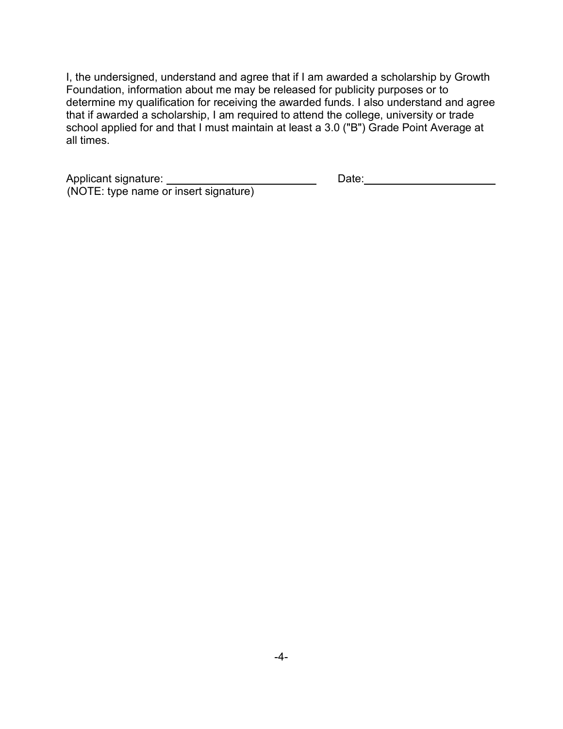I, the undersigned, understand and agree that if I am awarded a scholarship by Growth Foundation, information about me may be released for publicity purposes or to determine my qualification for receiving the awarded funds. I also understand and agree that if awarded a scholarship, I am required to attend the college, university or trade school applied for and that I must maintain at least a 3.0 ("B") Grade Point Average at all times.

Applicant signature: ________________________ Date: ____________________
(NOTE: type name or insert signature)